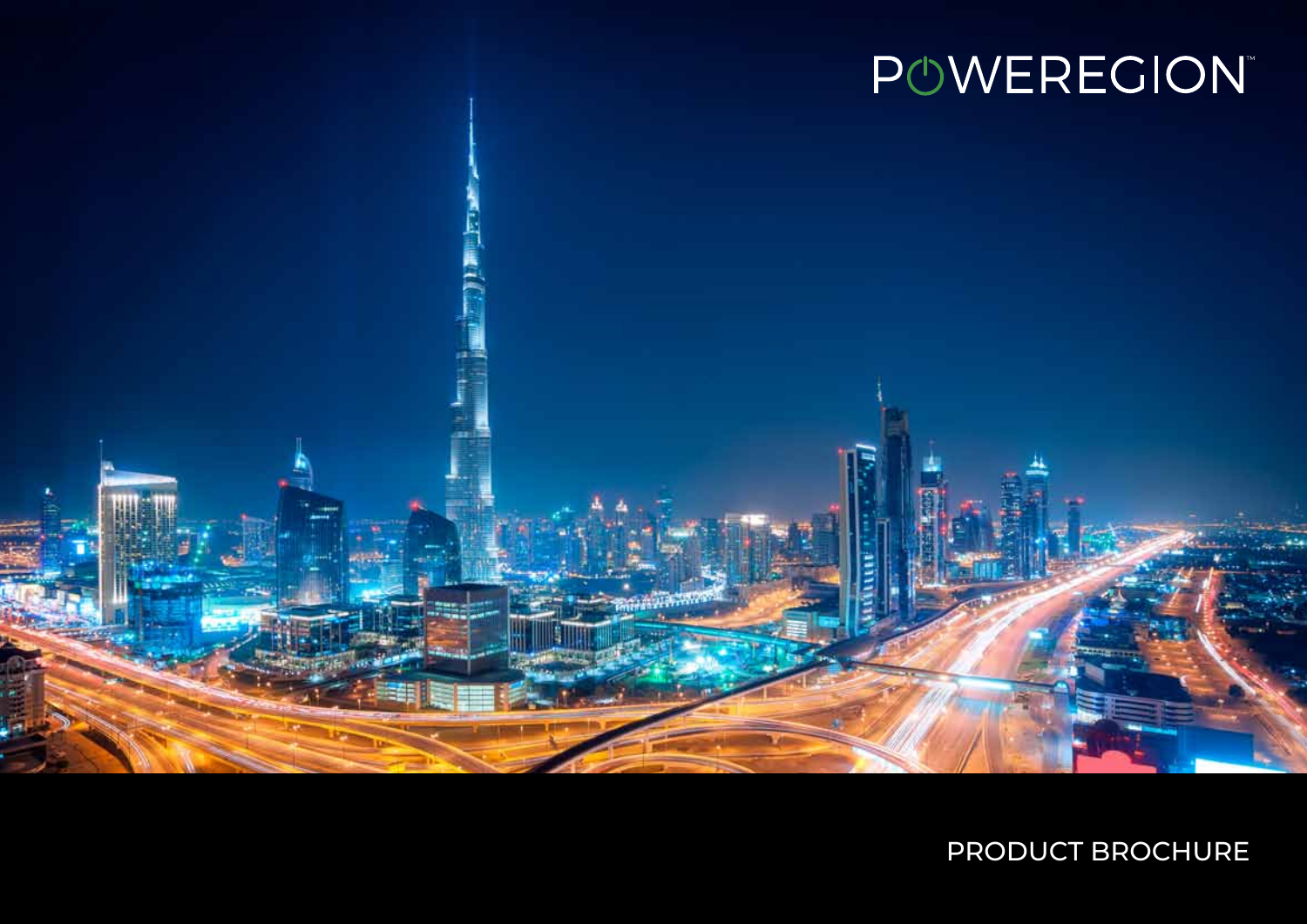# POWEREGION™

PRODUCT BROCHURE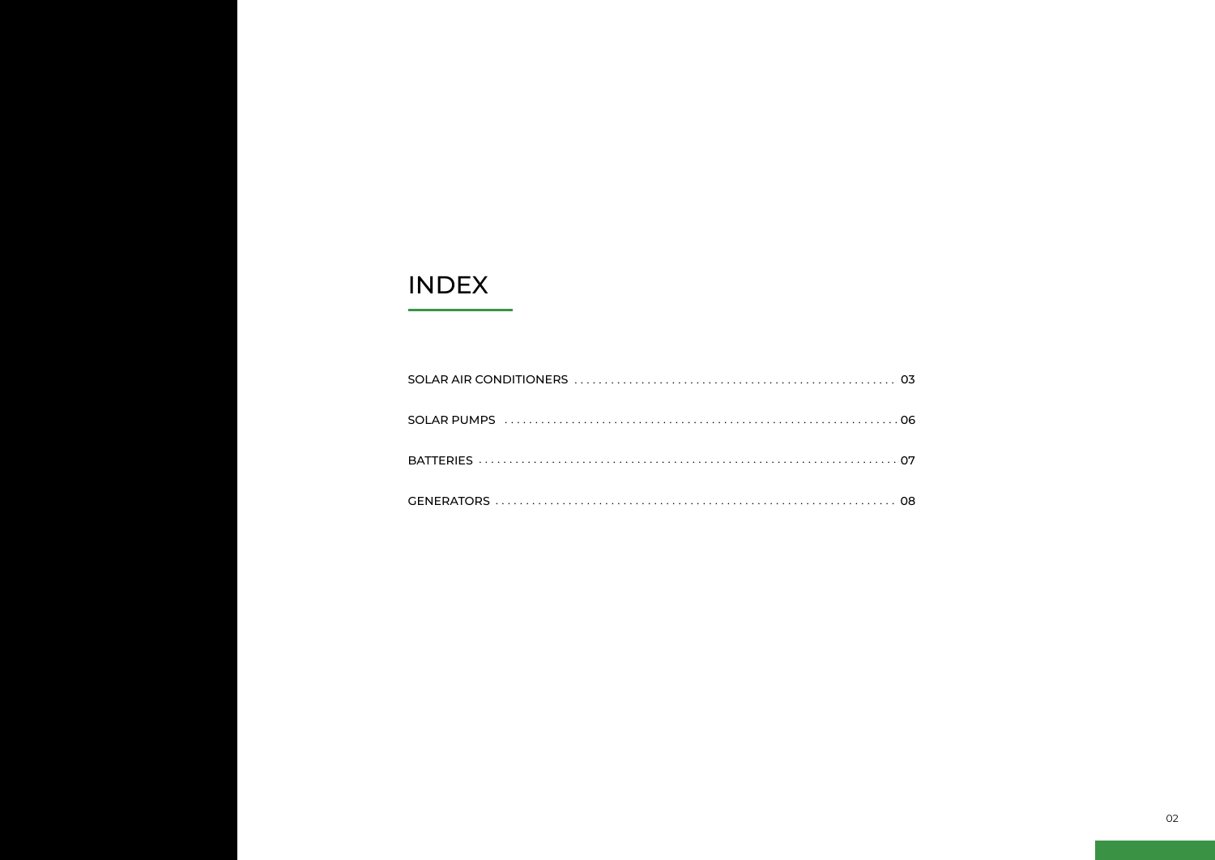# INDEX

SOLAR AIR CONDITIONERS ........................................ 03

SOLAR PUMPS ........................................ 06

BATTERIES ........................................ 07

GENERATORS ........................................ 08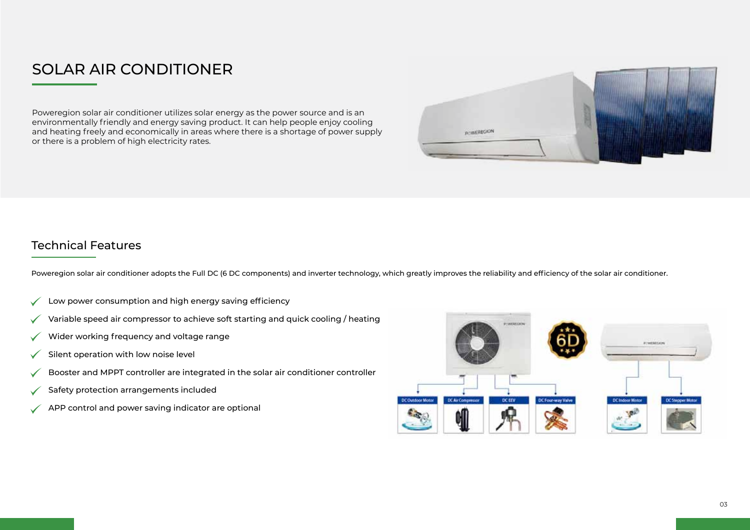# SOLAR AIR CONDITIONER

Poweregion solar air conditioner utilizes solar energy as the power source and is an environmentally friendly and energy saving product. It can help people enjoy cooling and heating freely and economically in areas where there is a shortage of power supply or there is a problem of high electricity rates.

## Technical Features

Poweregion solar air conditioner adopts the Full DC (6 DC components) and inverter technology, which greatly improves the reliability and efficiency of the solar air conditioner.

- Low power consumption and high energy saving efficiency
- Variable speed air compressor to achieve soft starting and quick cooling / heating
- Wider working frequency and voltage range
- Silent operation with low noise level
- Booster and MPPT controller are integrated in the solar air conditioner controller
- Safety protection arrangements included
- APP control and power saving indicator are optional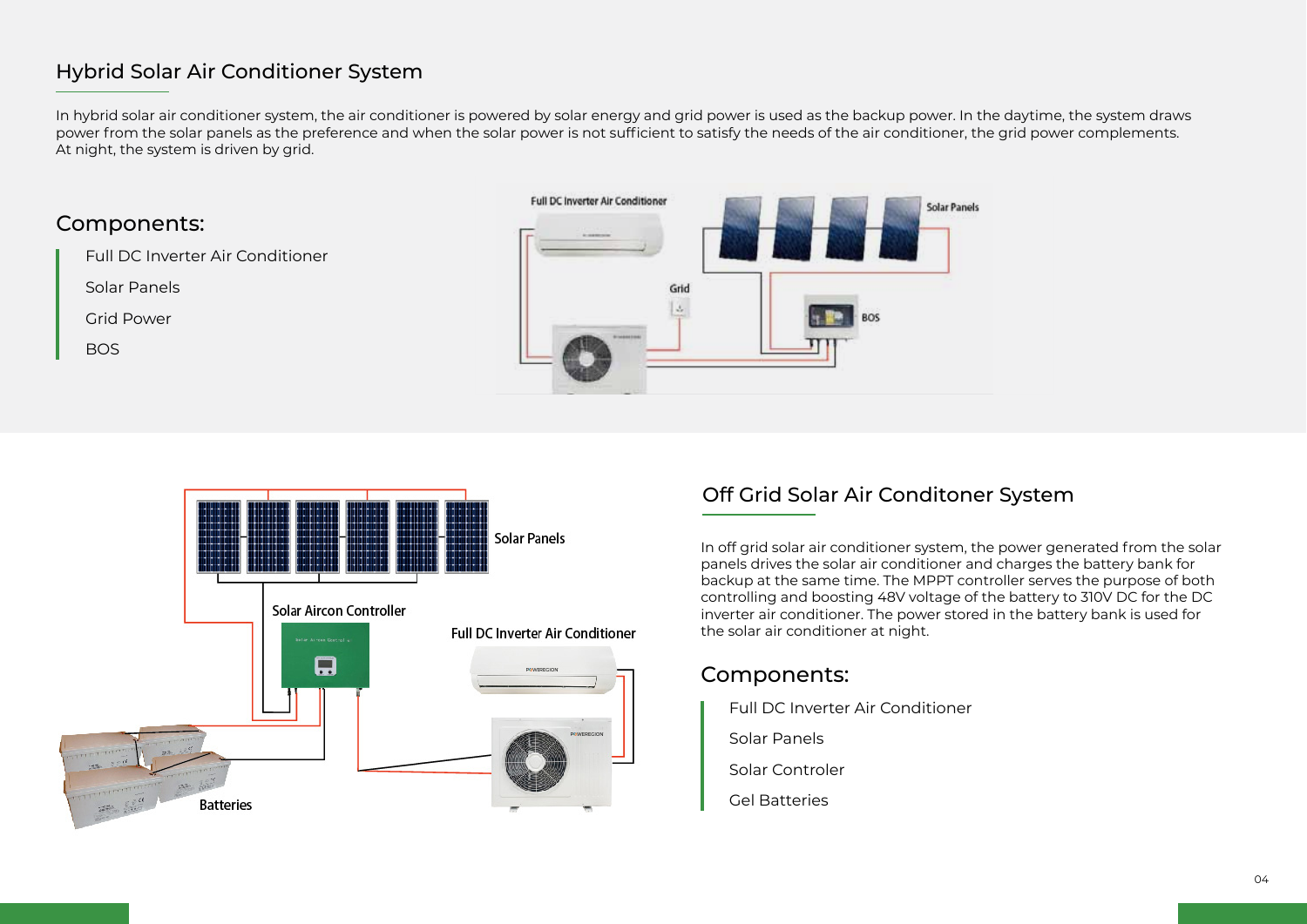## Hybrid Solar Air Conditioner System

In hybrid solar air conditioner system, the air conditioner is powered by solar energy and grid power is used as the backup power. In the daytime, the system draws power from the solar panels as the preference and when the solar power is not sufficient to satisfy the needs of the air conditioner, the grid power complements. At night, the system is driven by grid.

### Components:

- Full DC Inverter Air Conditioner
- Solar Panels
- Grid Power
- BOS

## Off Grid Solar Air Conditoner System

In off grid solar air conditioner system, the power generated from the solar panels drives the solar air conditioner and charges the battery bank for backup at the same time. The MPPT controller serves the purpose of both controlling and boosting 48V voltage of the battery to 310V DC for the DC inverter air conditioner. The power stored in the battery bank is used for the solar air conditioner at night.

### Components:

- Full DC Inverter Air Conditioner
- Solar Panels
- Solar Controler
- Gel Batteries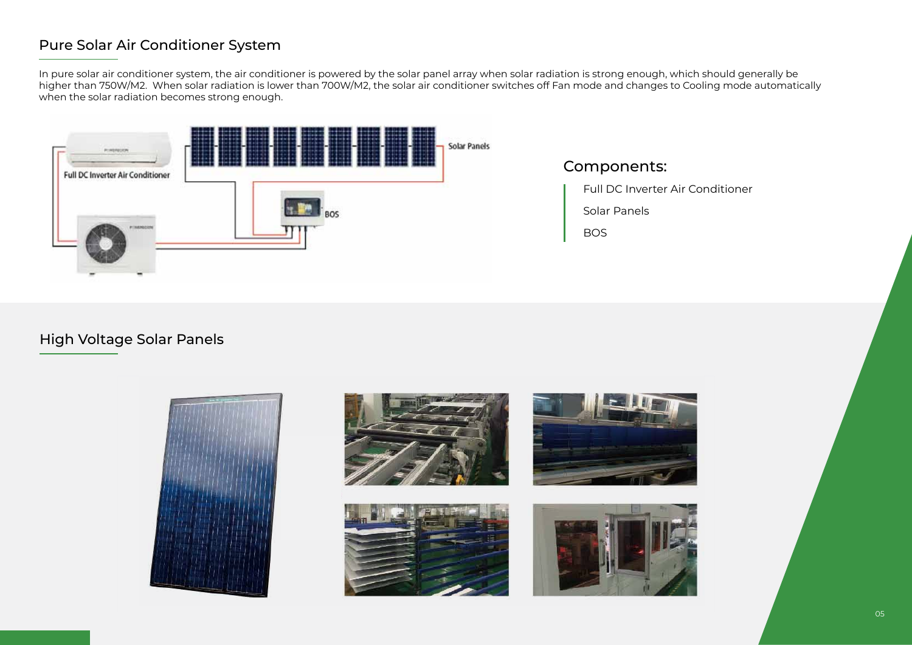## Pure Solar Air Conditioner System

In pure solar air conditioner system, the air conditioner is powered by the solar panel array when solar radiation is strong enough, which should generally be higher than 750W/M2. When solar radiation is lower than 700W/M2, the solar air conditioner switches off Fan mode and changes to Cooling mode automatically when the solar radiation becomes strong enough.

Full DC Inverter Air Conditioner

Solar Panels

BOS

### Components:

- Full DC Inverter Air Conditioner
- Solar Panels
- BOS

## High Voltage Solar Panels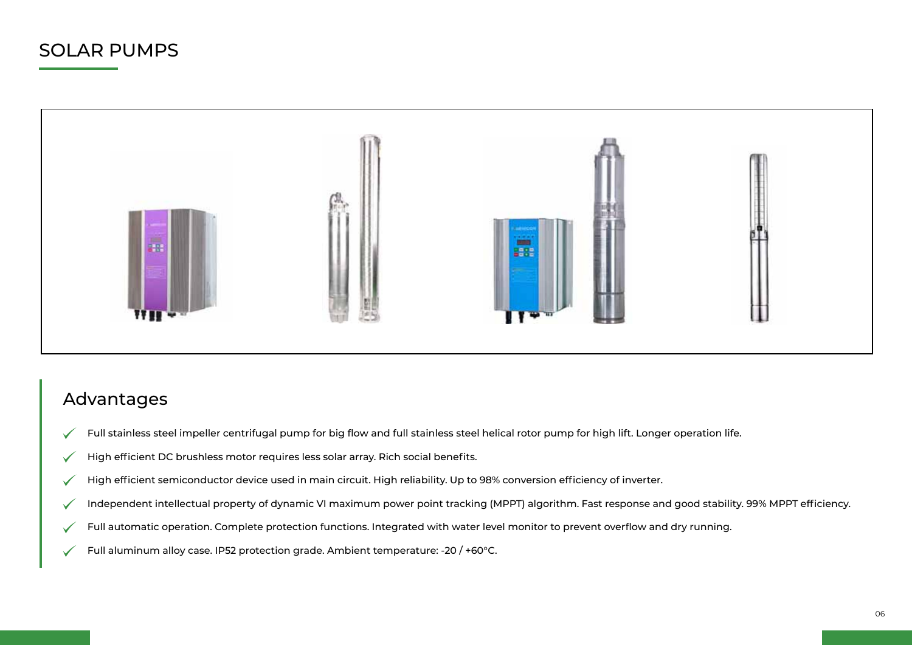# SOLAR PUMPS

## Advantages

- Full stainless steel impeller centrifugal pump for big flow and full stainless steel helical rotor pump for high lift. Longer operation life.
- High efficient DC brushless motor requires less solar array. Rich social benefits.
- High efficient semiconductor device used in main circuit. High reliability. Up to 98% conversion efficiency of inverter.
- Independent intellectual property of dynamic VI maximum power point tracking (MPPT) algorithm. Fast response and good stability. 99% MPPT efficiency.
- Full automatic operation. Complete protection functions. Integrated with water level monitor to prevent overflow and dry running.
- Full aluminum alloy case. IP52 protection grade. Ambient temperature: -20 / +60°C.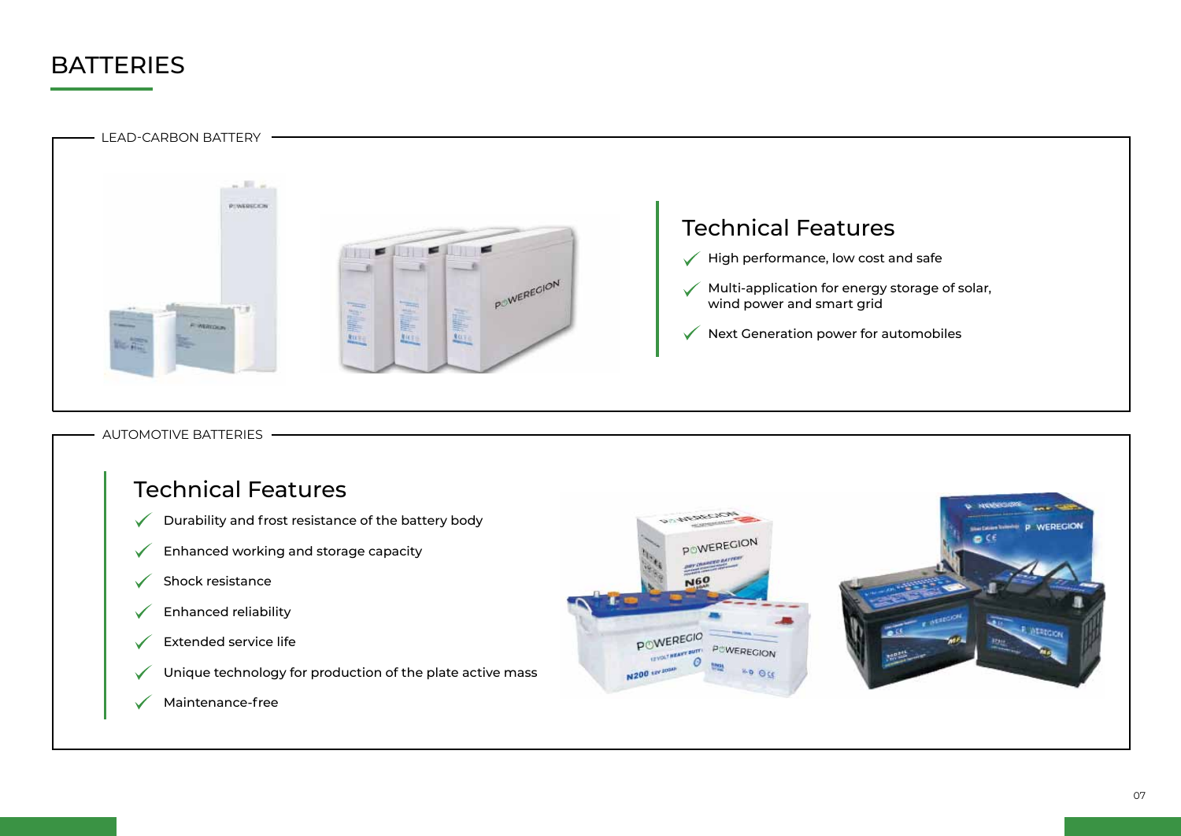# BATTERIES

## LEAD-CARBON BATTERY

### Technical Features

- High performance, low cost and safe
- Multi-application for energy storage of solar, wind power and smart grid
- Next Generation power for automobiles

## AUTOMOTIVE BATTERIES

### Technical Features

- Durability and frost resistance of the battery body
- Enhanced working and storage capacity
- Shock resistance
- Enhanced reliability
- Extended service life
- Unique technology for production of the plate active mass
- Maintenance-free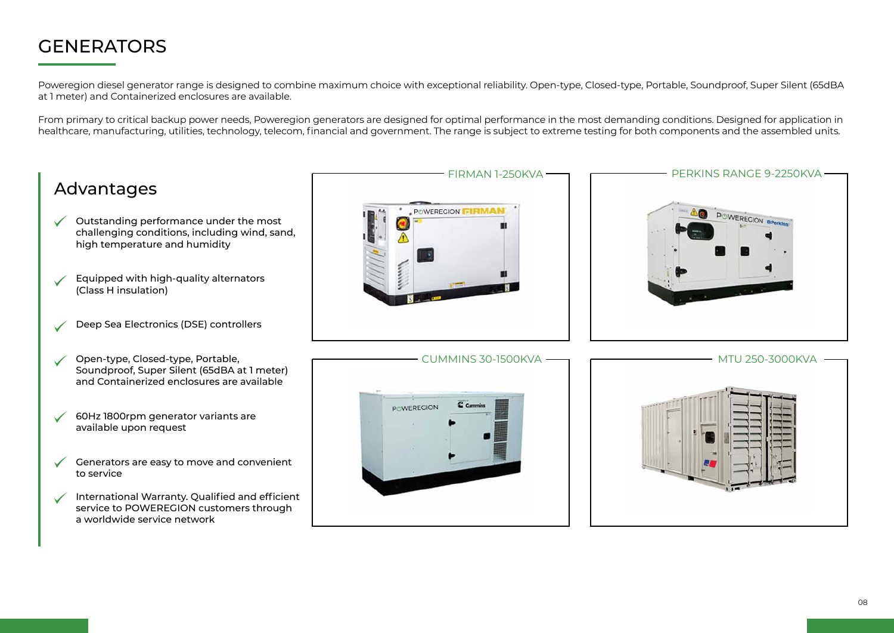# GENERATORS

Poweregion diesel generator range is designed to combine maximum choice with exceptional reliability. Open-type, Closed-type, Portable, Soundproof, Super Silent (65dBA at 1 meter) and Containerized enclosures are available.

From primary to critical backup power needs, Poweregion generators are designed for optimal performance in the most demanding conditions. Designed for application in healthcare, manufacturing, utilities, technology, telecom, financial and government. The range is subject to extreme testing for both components and the assembled units.

## Advantages

- Outstanding performance under the most challenging conditions, including wind, sand, high temperature and humidity
- Equipped with high-quality alternators (Class H insulation)
- Deep Sea Electronics (DSE) controllers
- Open-type, Closed-type, Portable, Soundproof, Super Silent (65dBA at 1 meter) and Containerized enclosures are available
- 60Hz 1800rpm generator variants are available upon request
- Generators are easy to move and convenient to service
- International Warranty. Qualified and efficient service to POWEREGION customers through a worldwide service network

FIRMAN 1-250KVA

PERKINS RANGE 9-2250KVA

CUMMINS 30-1500KVA

MTU 250-3000KVA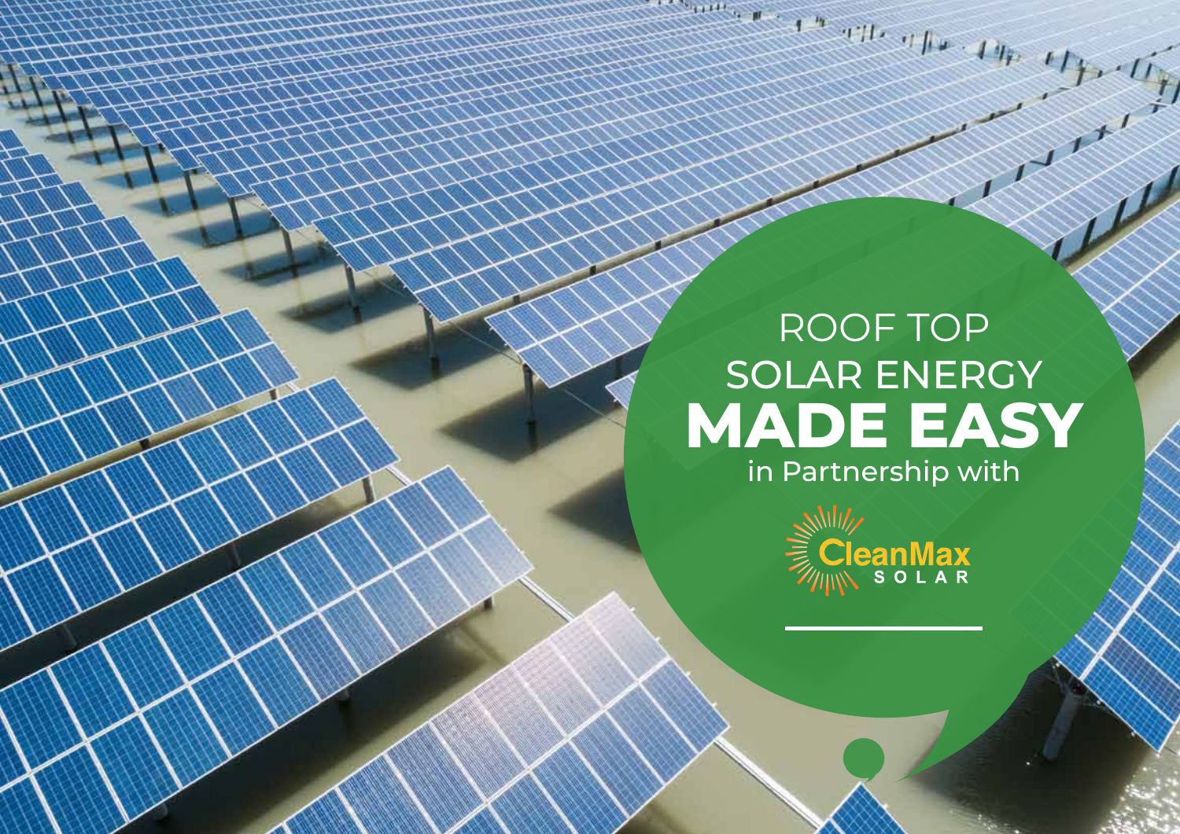# ROOF TOP SOLAR ENERGY **MADE EASY**

in Partnership with

CleanMax SOLAR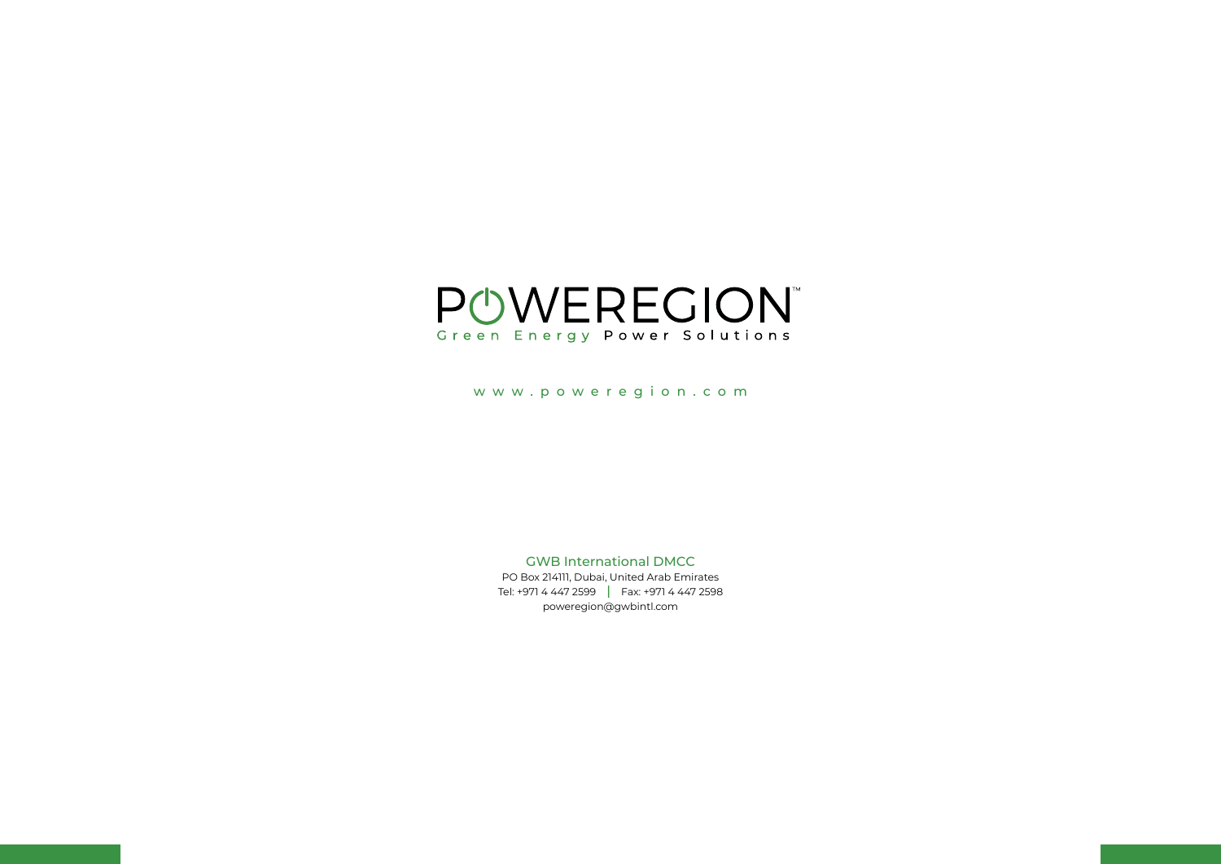# POWEREGION™

Green Energy Power Solutions

www.poweregion.com

GWB International DMCC

PO Box 214111, Dubai, United Arab Emirates

Tel: +971 4 447 2599 | Fax: +971 4 447 2598

poweregion@gwbintl.com